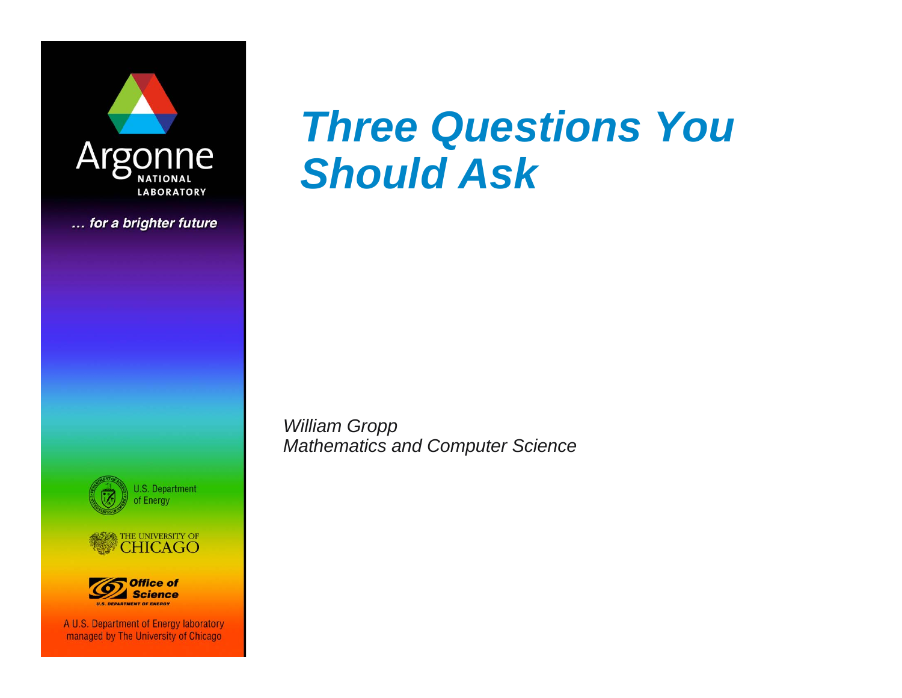# *Three Questions You Should Ask*

*William Gropp*
*Mathematics and Computer Science*

… for a brighter future

U.S. Department of Energy

THE UNIVERSITY OF CHICAGO

Office of Science
U.S. DEPARTMENT OF ENERGY

A U.S. Department of Energy laboratory managed by The University of Chicago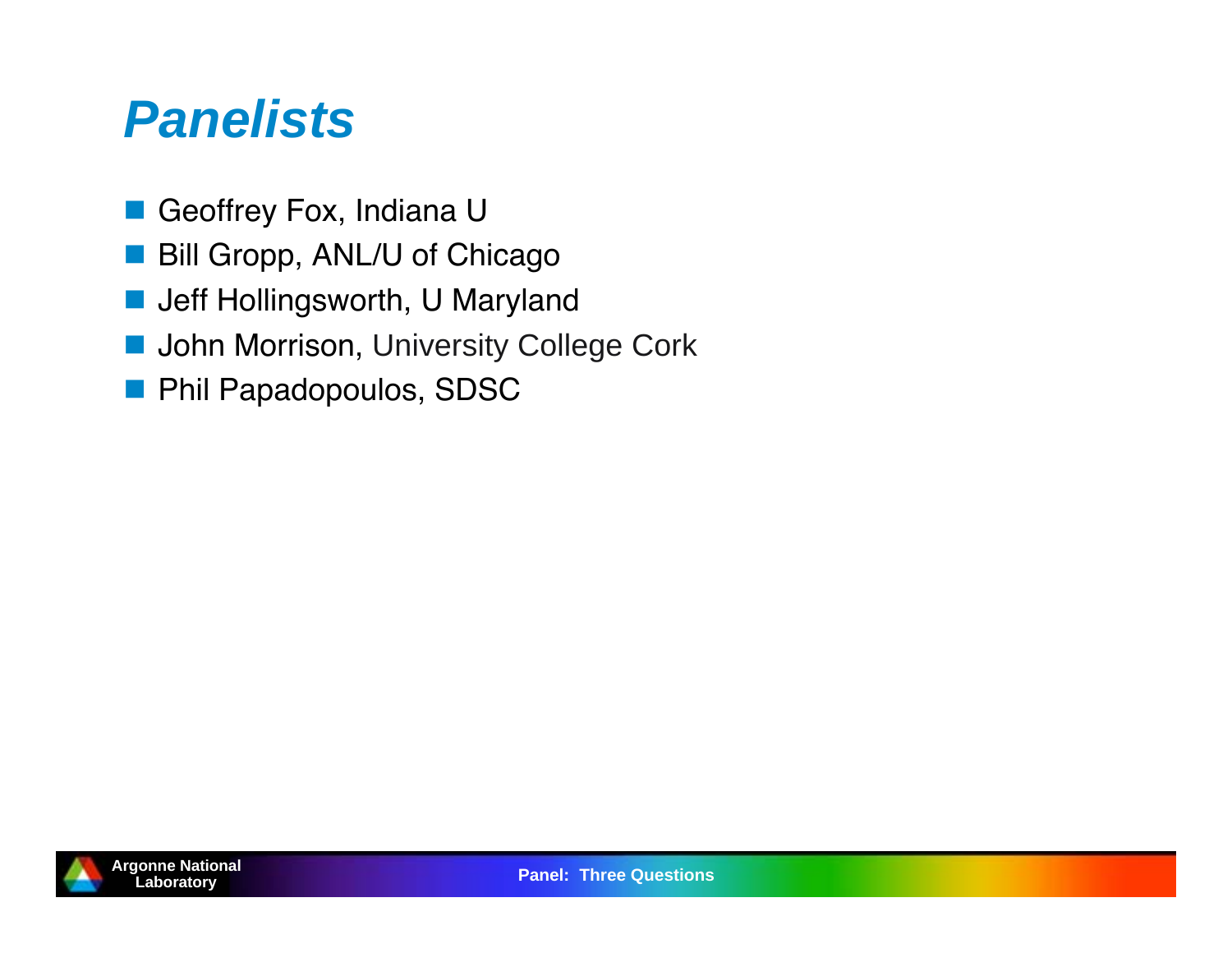# *Panelists*

- Geoffrey Fox, Indiana U
- Bill Gropp, ANL/U of Chicago
- Jeff Hollingsworth, U Maryland
- John Morrison, University College Cork
- Phil Papadopoulos, SDSC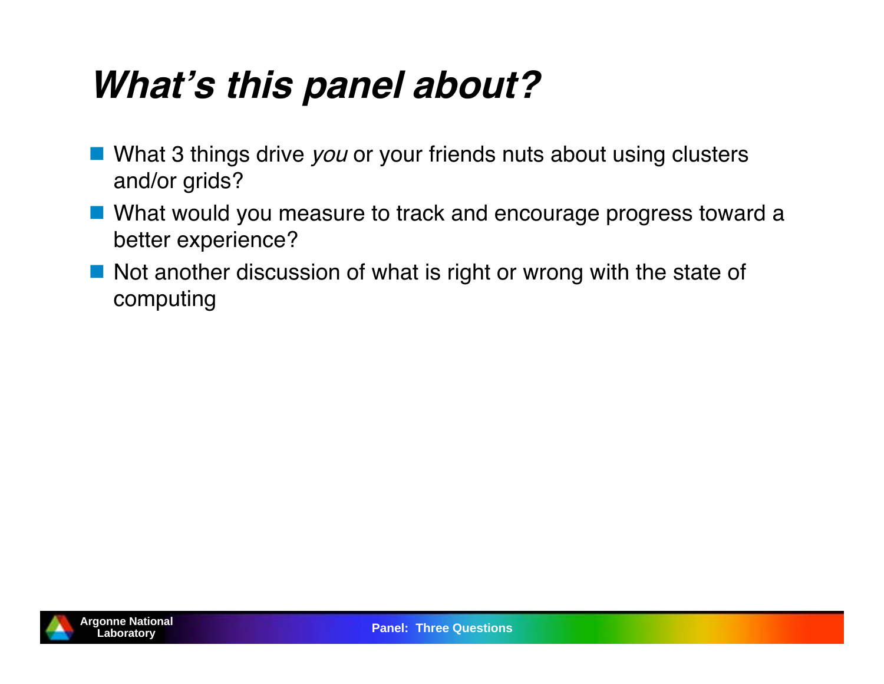# *What's this panel about?*

- What 3 things drive *you* or your friends nuts about using clusters and/or grids?
- What would you measure to track and encourage progress toward a better experience?
- Not another discussion of what is right or wrong with the state of computing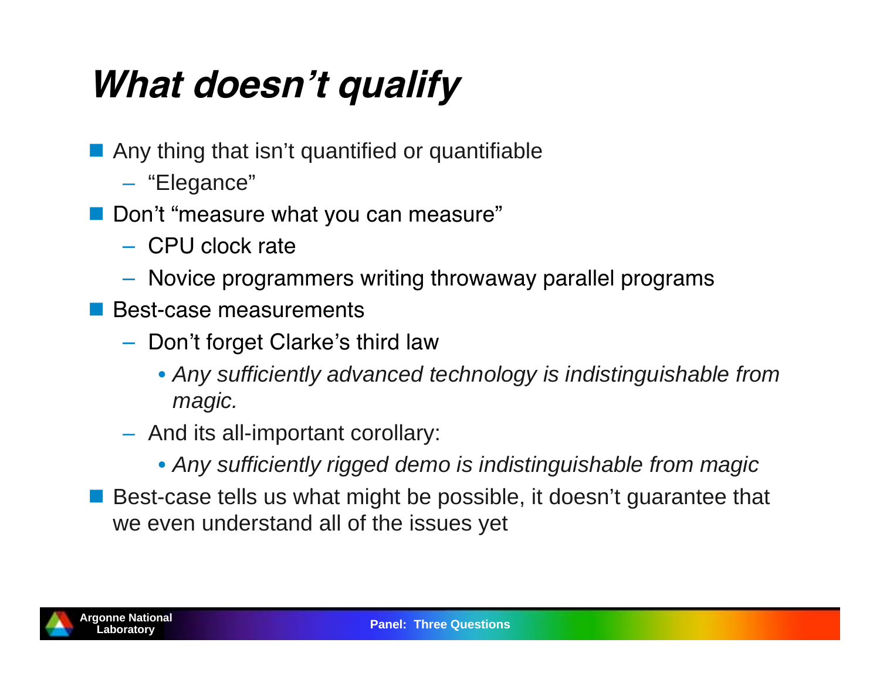# *What doesn’t qualify*

- Any thing that isn’t quantified or quantifiable
  - “Elegance”
- Don’t “measure what you can measure”
  - CPU clock rate
  - Novice programmers writing throwaway parallel programs
- Best-case measurements
  - Don’t forget Clarke’s third law
    - *Any sufficiently advanced technology is indistinguishable from magic.*
  - And its all-important corollary:
    - *Any sufficiently rigged demo is indistinguishable from magic*
- Best-case tells us what might be possible, it doesn’t guarantee that we even understand all of the issues yet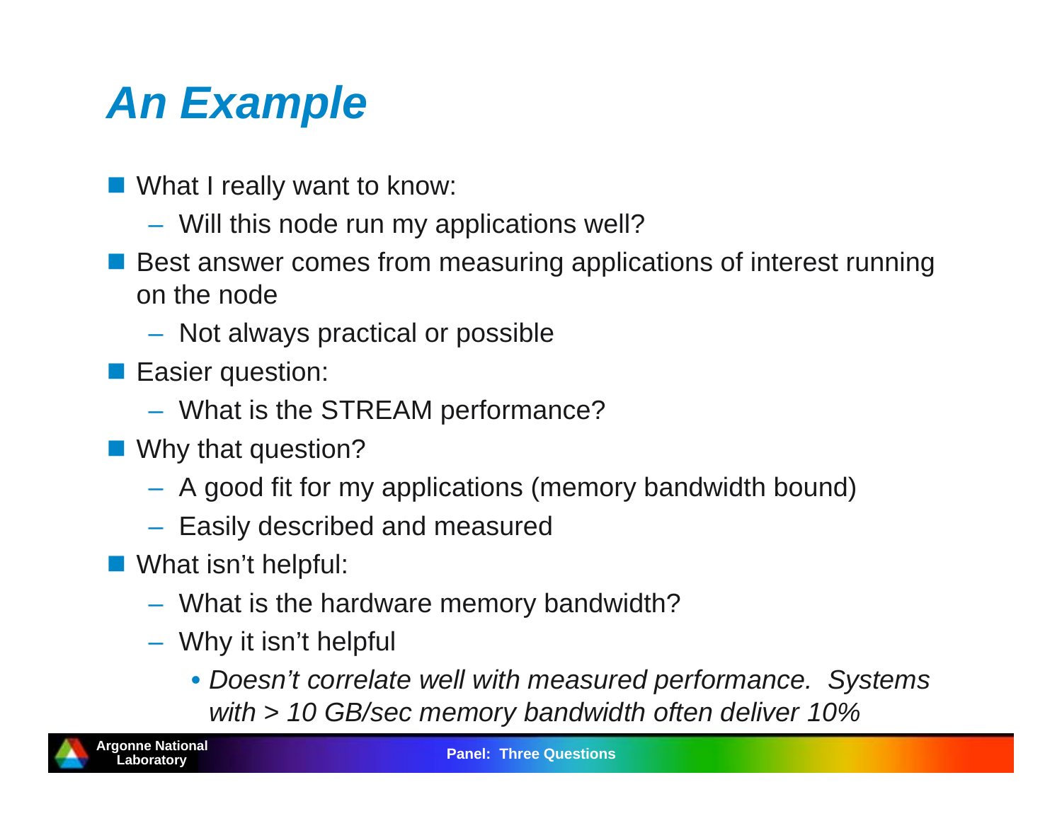# An Example

- What I really want to know:
  - Will this node run my applications well?
- Best answer comes from measuring applications of interest running on the node
  - Not always practical or possible
- Easier question:
  - What is the STREAM performance?
- Why that question?
  - A good fit for my applications (memory bandwidth bound)
  - Easily described and measured
- What isn’t helpful:
  - What is the hardware memory bandwidth?
  - Why it isn’t helpful
    - *Doesn’t correlate well with measured performance. Systems with > 10 GB/sec memory bandwidth often deliver 10%*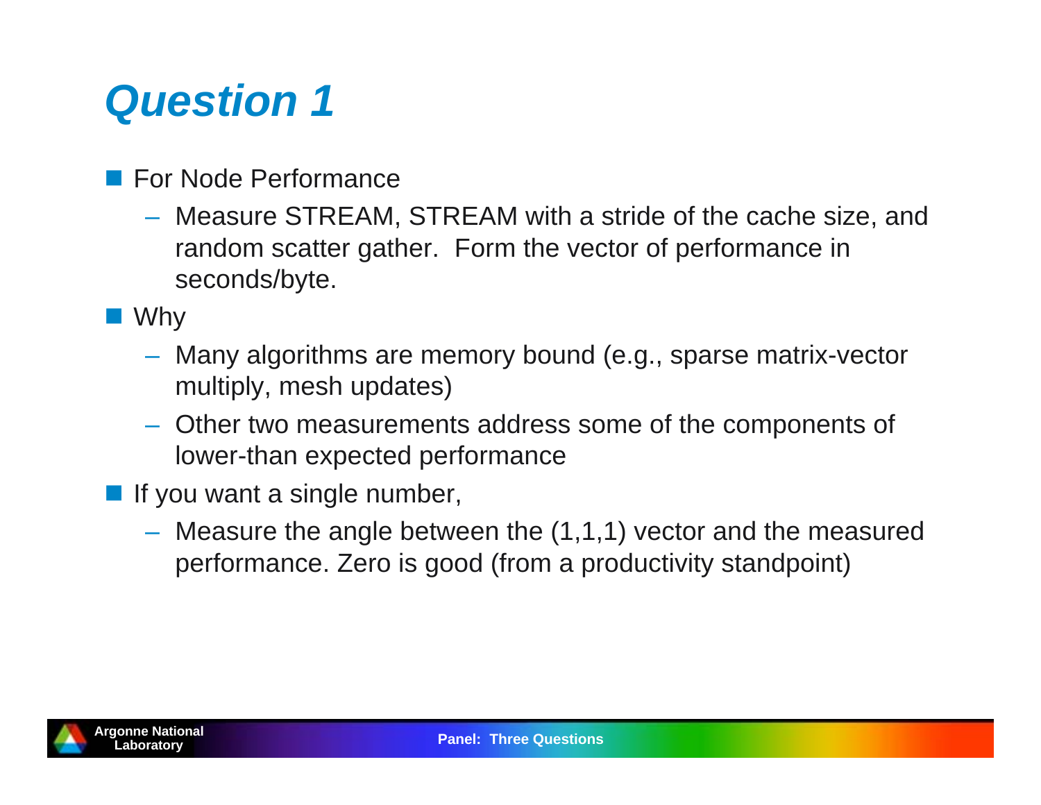# *Question 1*

- For Node Performance
  - Measure STREAM, STREAM with a stride of the cache size, and random scatter gather. Form the vector of performance in seconds/byte.
- Why
  - Many algorithms are memory bound (e.g., sparse matrix-vector multiply, mesh updates)
  - Other two measurements address some of the components of lower-than expected performance
- If you want a single number,
  - Measure the angle between the (1,1,1) vector and the measured performance. Zero is good (from a productivity standpoint)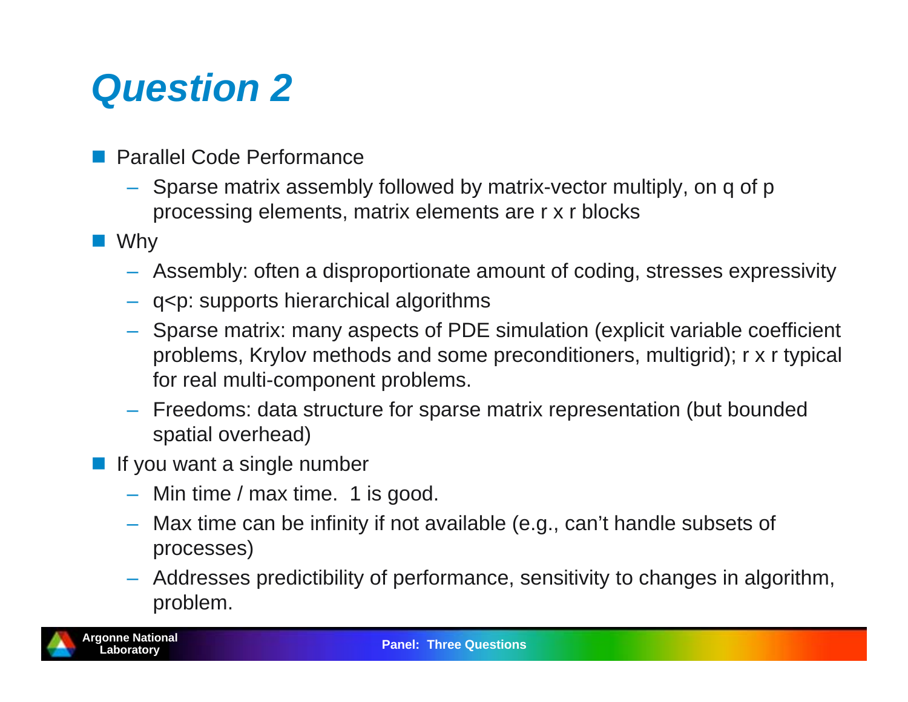# Question 2

- Parallel Code Performance
  - Sparse matrix assembly followed by matrix-vector multiply, on q of p processing elements, matrix elements are r x r blocks
- Why
  - Assembly: often a disproportionate amount of coding, stresses expressivity
  - q<p: supports hierarchical algorithms
  - Sparse matrix: many aspects of PDE simulation (explicit variable coefficient problems, Krylov methods and some preconditioners, multigrid); r x r typical for real multi-component problems.
  - Freedoms: data structure for sparse matrix representation (but bounded spatial overhead)
- If you want a single number
  - Min time / max time. 1 is good.
  - Max time can be infinity if not available (e.g., can't handle subsets of processes)
  - Addresses predictibility of performance, sensitivity to changes in algorithm, problem.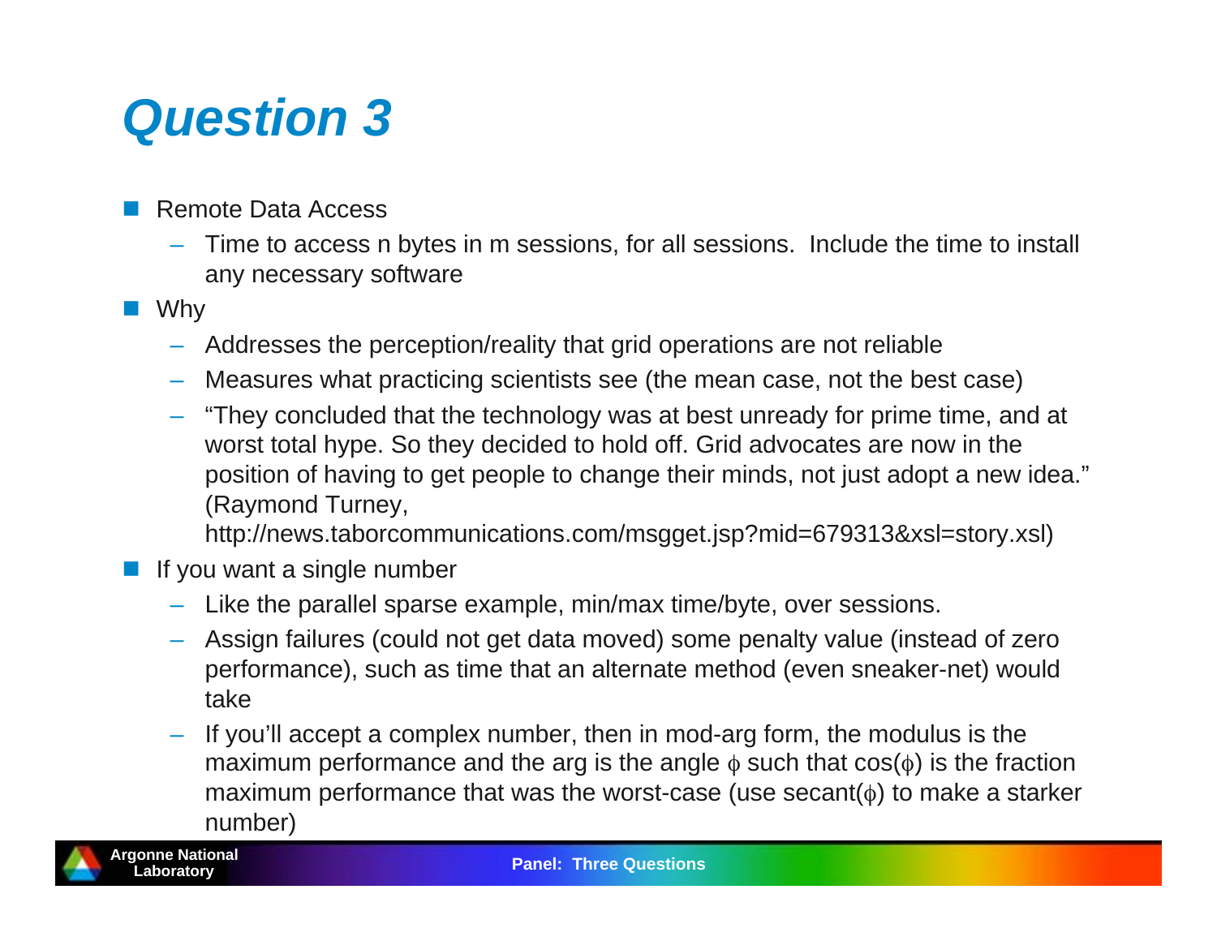# *Question 3*

- Remote Data Access
  - Time to access n bytes in m sessions, for all sessions.  Include the time to install any necessary software
- Why
  - Addresses the perception/reality that grid operations are not reliable
  - Measures what practicing scientists see (the mean case, not the best case)
  - "They concluded that the technology was at best unready for prime time, and at worst total hype. So they decided to hold off. Grid advocates are now in the position of having to get people to change their minds, not just adopt a new idea." (Raymond Turney, http://news.taborcommunications.com/msgget.jsp?mid=679313&xsl=story.xsl)
- If you want a single number
  - Like the parallel sparse example, min/max time/byte, over sessions.
  - Assign failures (could not get data moved) some penalty value (instead of zero performance), such as time that an alternate method (even sneaker-net) would take
  - If you'll accept a complex number, then in mod-arg form, the modulus is the maximum performance and the arg is the angle $\phi$ such that $\cos(\phi)$ is the fraction maximum performance that was the worst-case (use $\text{secant}(\phi)$ to make a starker number)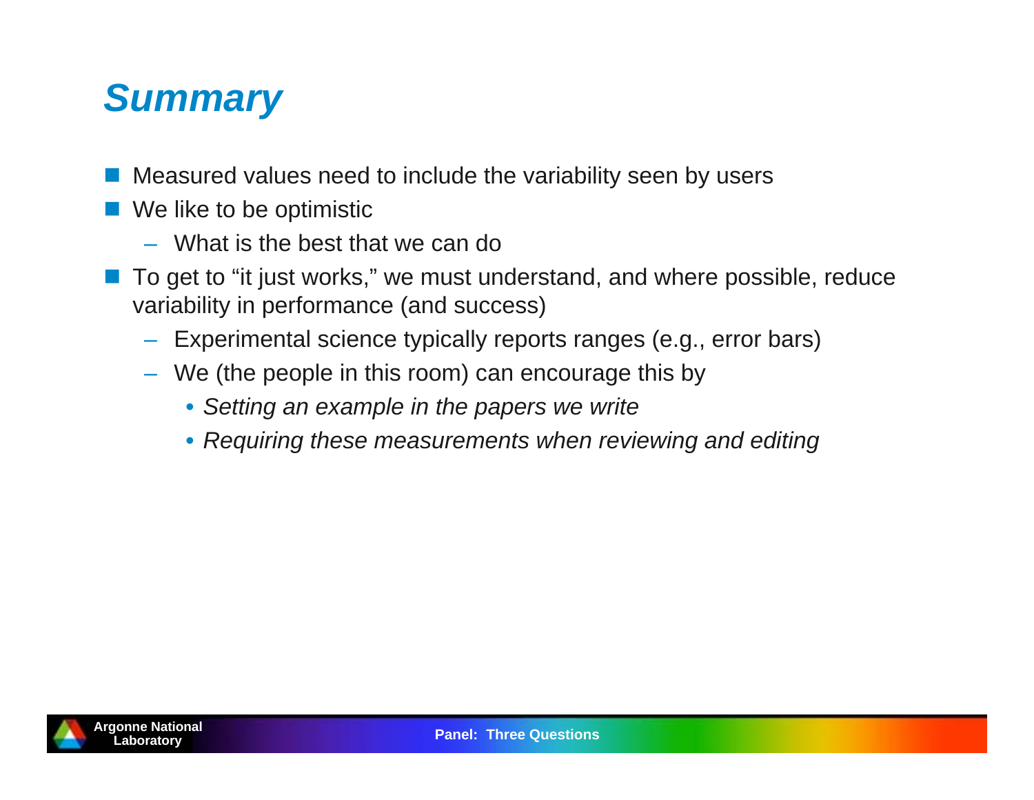# Summary

- Measured values need to include the variability seen by users
- We like to be optimistic
  - What is the best that we can do
- To get to "it just works," we must understand, and where possible, reduce variability in performance (and success)
  - Experimental science typically reports ranges (e.g., error bars)
  - We (the people in this room) can encourage this by
    - *Setting an example in the papers we write*
    - *Requiring these measurements when reviewing and editing*